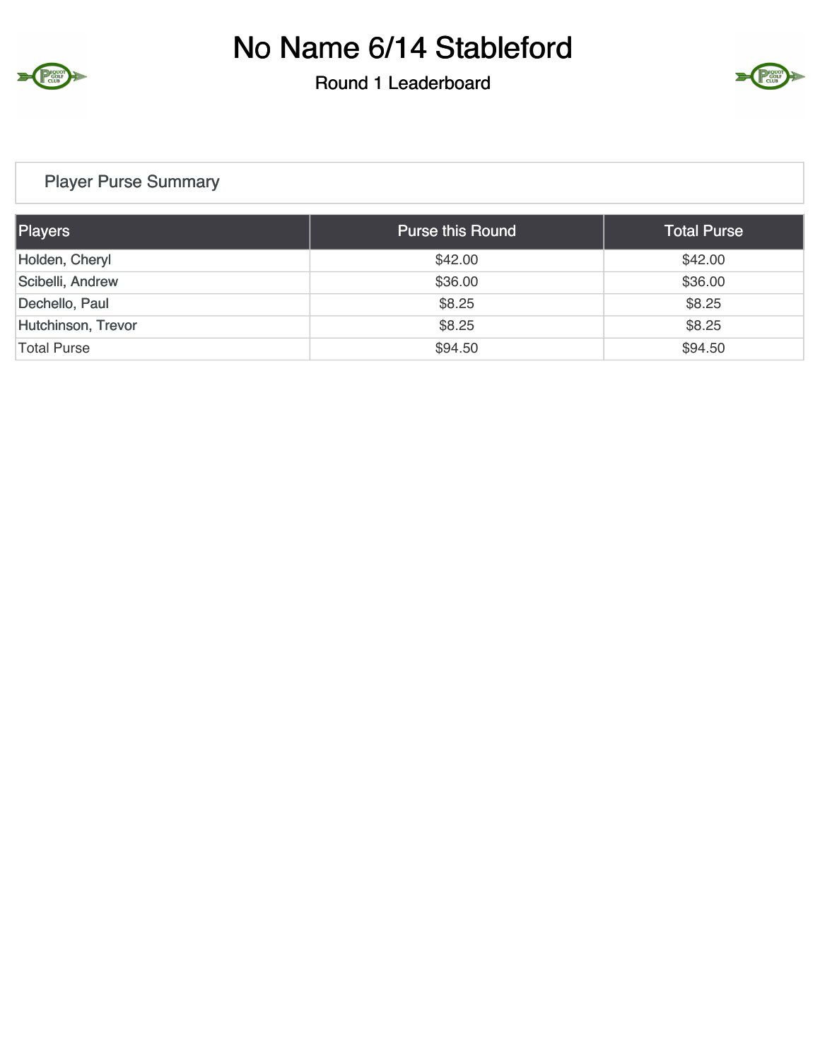# No Name 6/14 Stableford

## Round 1 Leaderboard

### Player Purse Summary

| Players | Purse this Round | Total Purse |
|---|---|---|
| Holden, Cheryl | $42.00 | $42.00 |
| Scibelli, Andrew | $36.00 | $36.00 |
| Dechello, Paul | $8.25 | $8.25 |
| Hutchinson, Trevor | $8.25 | $8.25 |
| Total Purse | $94.50 | $94.50 |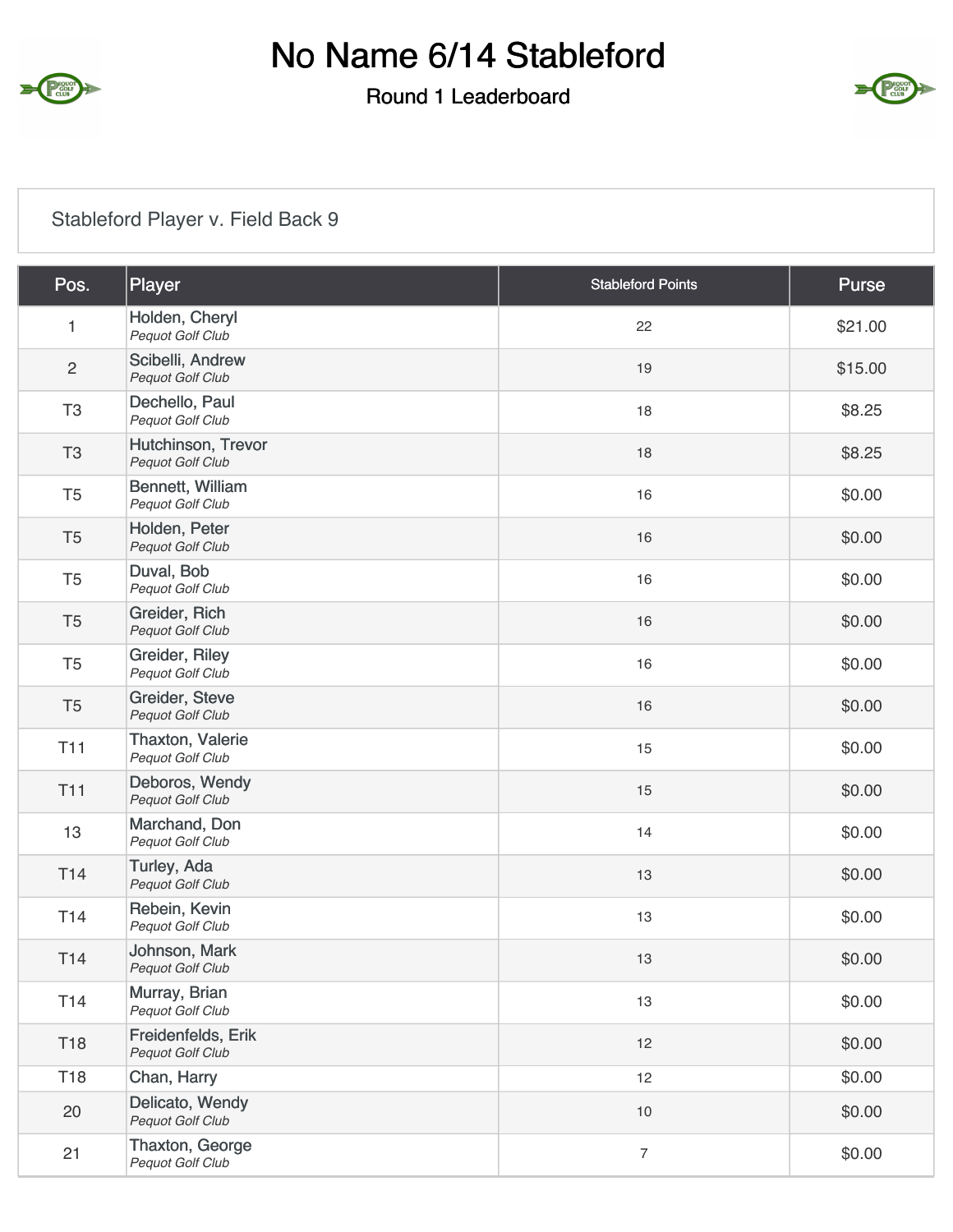# No Name 6/14 Stableford

## Round 1 Leaderboard

Stableford Player v. Field Back 9

| Pos. | Player | Stableford Points | Purse |
|---|---|---|---|
| 1 | Holden, Cheryl<br>*Pequot Golf Club* | 22 | $21.00 |
| 2 | Scibelli, Andrew<br>*Pequot Golf Club* | 19 | $15.00 |
| T3 | Dechello, Paul<br>*Pequot Golf Club* | 18 | $8.25 |
| T3 | Hutchinson, Trevor<br>*Pequot Golf Club* | 18 | $8.25 |
| T5 | Bennett, William<br>*Pequot Golf Club* | 16 | $0.00 |
| T5 | Holden, Peter<br>*Pequot Golf Club* | 16 | $0.00 |
| T5 | Duval, Bob<br>*Pequot Golf Club* | 16 | $0.00 |
| T5 | Greider, Rich<br>*Pequot Golf Club* | 16 | $0.00 |
| T5 | Greider, Riley<br>*Pequot Golf Club* | 16 | $0.00 |
| T5 | Greider, Steve<br>*Pequot Golf Club* | 16 | $0.00 |
| T11 | Thaxton, Valerie<br>*Pequot Golf Club* | 15 | $0.00 |
| T11 | Deboros, Wendy<br>*Pequot Golf Club* | 15 | $0.00 |
| 13 | Marchand, Don<br>*Pequot Golf Club* | 14 | $0.00 |
| T14 | Turley, Ada<br>*Pequot Golf Club* | 13 | $0.00 |
| T14 | Rebein, Kevin<br>*Pequot Golf Club* | 13 | $0.00 |
| T14 | Johnson, Mark<br>*Pequot Golf Club* | 13 | $0.00 |
| T14 | Murray, Brian<br>*Pequot Golf Club* | 13 | $0.00 |
| T18 | Freidenfelds, Erik<br>*Pequot Golf Club* | 12 | $0.00 |
| T18 | Chan, Harry | 12 | $0.00 |
| 20 | Delicato, Wendy<br>*Pequot Golf Club* | 10 | $0.00 |
| 21 | Thaxton, George<br>*Pequot Golf Club* | 7 | $0.00 |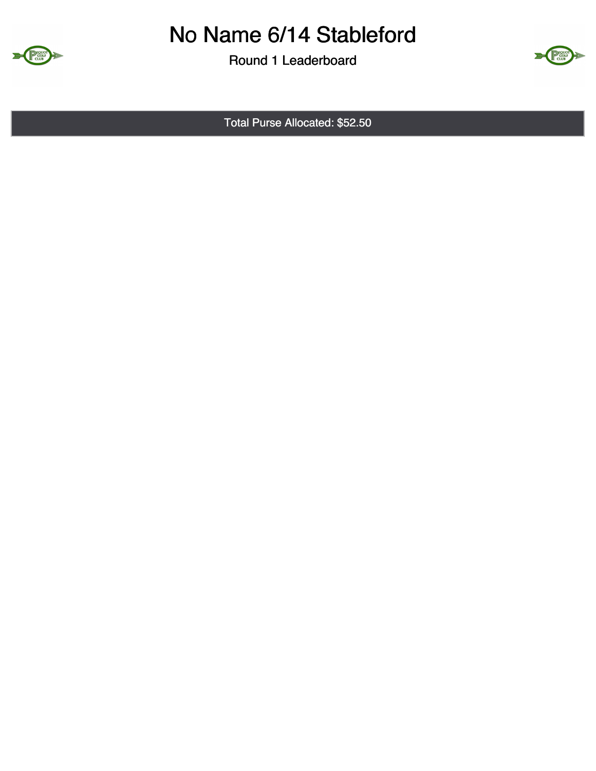# No Name 6/14 Stableford

## Round 1 Leaderboard

Total Purse Allocated: $52.50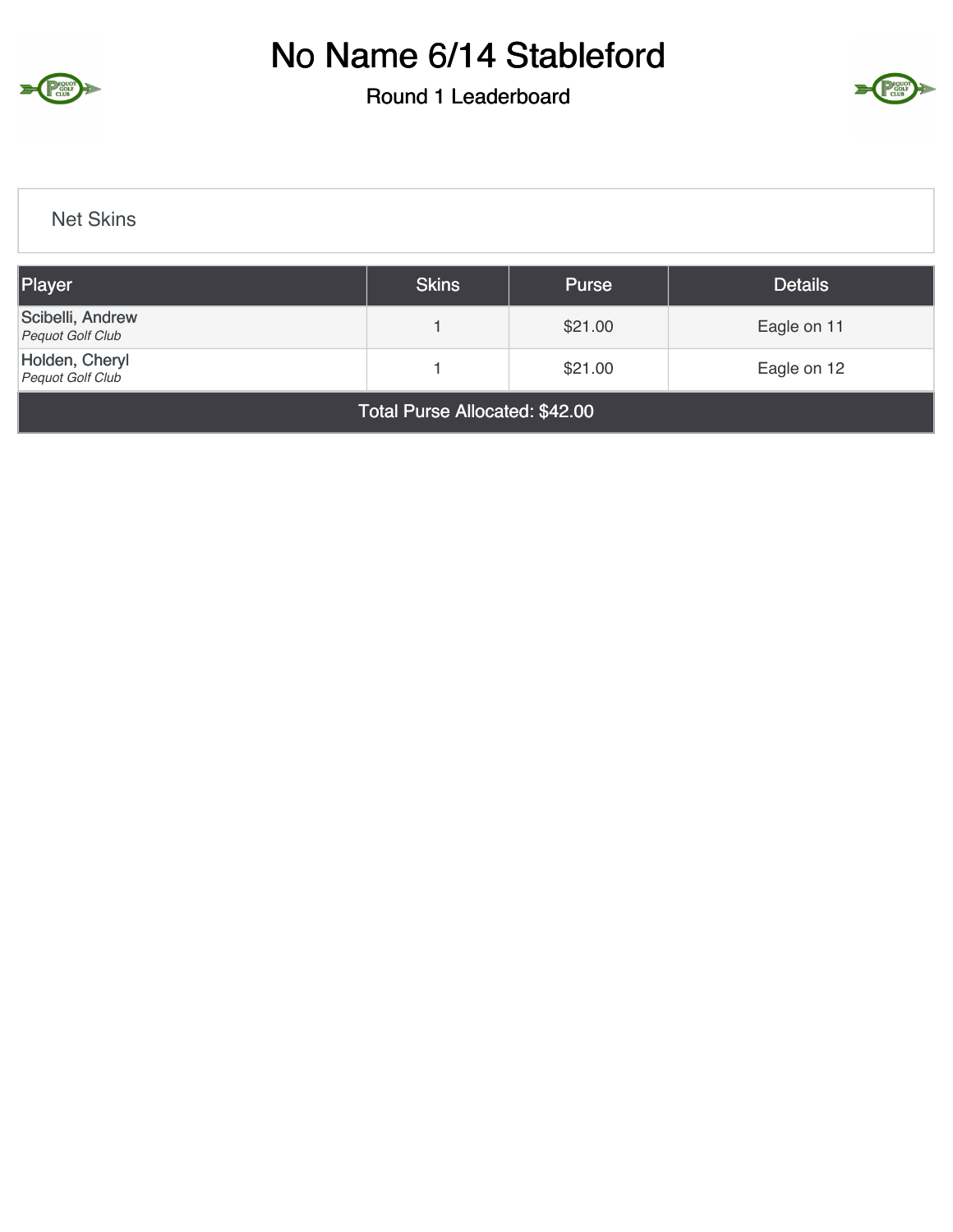# No Name 6/14 Stableford

## Round 1 Leaderboard

### Net Skins

| Player | Skins | Purse | Details |
|---|---|---|---|
| Scibelli, Andrew<br>*Pequot Golf Club* | 1 | $21.00 | Eagle on 11 |
| Holden, Cheryl<br>*Pequot Golf Club* | 1 | $21.00 | Eagle on 12 |
| Total Purse Allocated: $42.00 | | | |